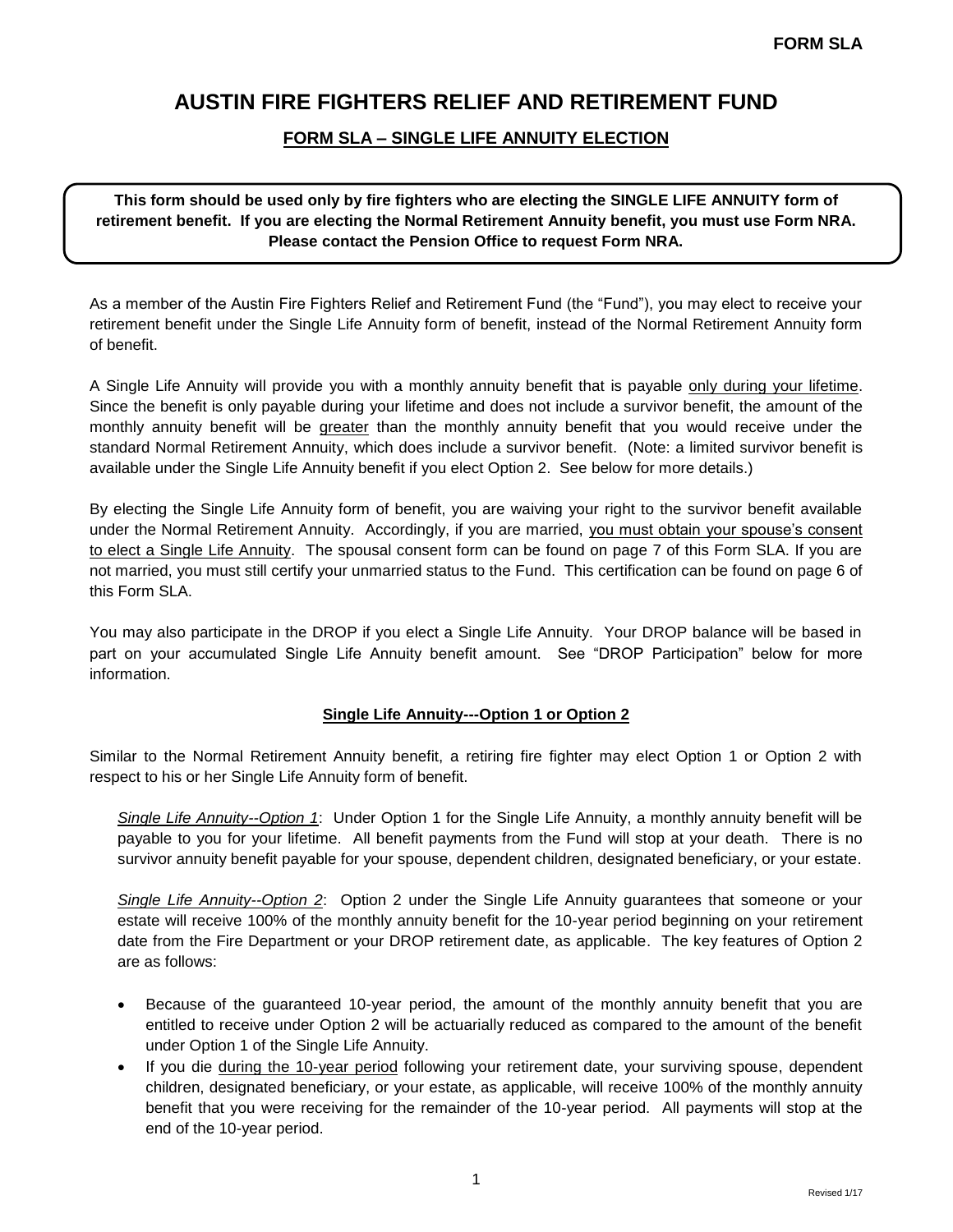# AUSTIN FIRE FIGHTERS RELIEF AND RETIREMENT FUND

## FORM SLA – SINGLE LIFE ANNUITY ELECTION

**This form should be used only by fire fighters who are electing the SINGLE LIFE ANNUITY form of retirement benefit. If you are electing the Normal Retirement Annuity benefit, you must use Form NRA. Please contact the Pension Office to request Form NRA.**

As a member of the Austin Fire Fighters Relief and Retirement Fund (the "Fund"), you may elect to receive your retirement benefit under the Single Life Annuity form of benefit, instead of the Normal Retirement Annuity form of benefit.

A Single Life Annuity will provide you with a monthly annuity benefit that is payable only during your lifetime. Since the benefit is only payable during your lifetime and does not include a survivor benefit, the amount of the monthly annuity benefit will be greater than the monthly annuity benefit that you would receive under the standard Normal Retirement Annuity, which does include a survivor benefit. (Note: a limited survivor benefit is available under the Single Life Annuity benefit if you elect Option 2. See below for more details.)

By electing the Single Life Annuity form of benefit, you are waiving your right to the survivor benefit available under the Normal Retirement Annuity. Accordingly, if you are married, you must obtain your spouse's consent to elect a Single Life Annuity. The spousal consent form can be found on page 7 of this Form SLA. If you are not married, you must still certify your unmarried status to the Fund. This certification can be found on page 6 of this Form SLA.

You may also participate in the DROP if you elect a Single Life Annuity. Your DROP balance will be based in part on your accumulated Single Life Annuity benefit amount. See "DROP Participation" below for more information.

### Single Life Annuity---Option 1 or Option 2

Similar to the Normal Retirement Annuity benefit, a retiring fire fighter may elect Option 1 or Option 2 with respect to his or her Single Life Annuity form of benefit.

*Single Life Annuity--Option 1*: Under Option 1 for the Single Life Annuity, a monthly annuity benefit will be payable to you for your lifetime. All benefit payments from the Fund will stop at your death. There is no survivor annuity benefit payable for your spouse, dependent children, designated beneficiary, or your estate.

*Single Life Annuity--Option 2*: Option 2 under the Single Life Annuity guarantees that someone or your estate will receive 100% of the monthly annuity benefit for the 10-year period beginning on your retirement date from the Fire Department or your DROP retirement date, as applicable. The key features of Option 2 are as follows:

- Because of the guaranteed 10-year period, the amount of the monthly annuity benefit that you are entitled to receive under Option 2 will be actuarially reduced as compared to the amount of the benefit under Option 1 of the Single Life Annuity.
- If you die during the 10-year period following your retirement date, your surviving spouse, dependent children, designated beneficiary, or your estate, as applicable, will receive 100% of the monthly annuity benefit that you were receiving for the remainder of the 10-year period. All payments will stop at the end of the 10-year period.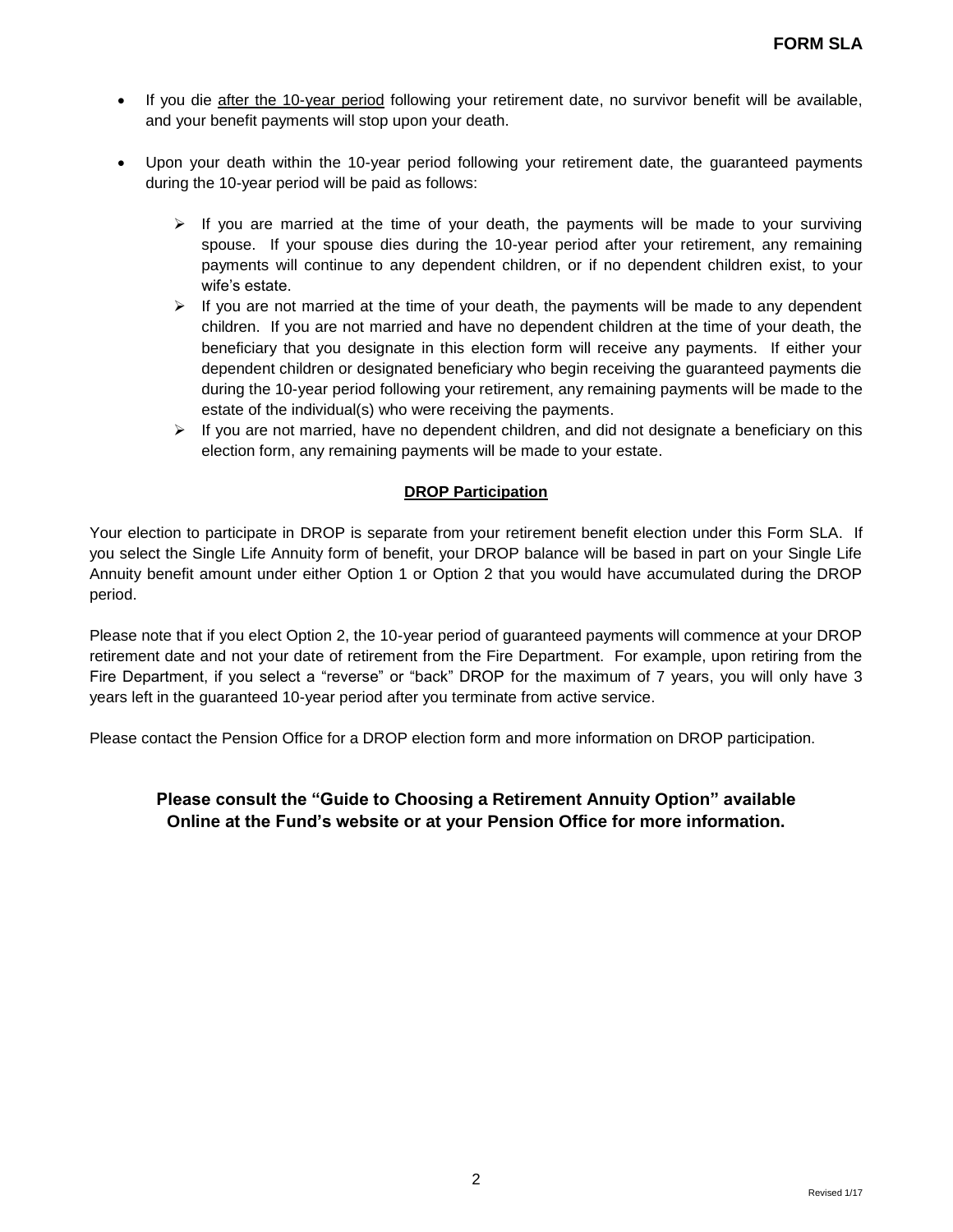- If you die after the 10-year period following your retirement date, no survivor benefit will be available, and your benefit payments will stop upon your death.
- Upon your death within the 10-year period following your retirement date, the guaranteed payments during the 10-year period will be paid as follows:
  - If you are married at the time of your death, the payments will be made to your surviving spouse. If your spouse dies during the 10-year period after your retirement, any remaining payments will continue to any dependent children, or if no dependent children exist, to your wife's estate.
  - If you are not married at the time of your death, the payments will be made to any dependent children. If you are not married and have no dependent children at the time of your death, the beneficiary that you designate in this election form will receive any payments. If either your dependent children or designated beneficiary who begin receiving the guaranteed payments die during the 10-year period following your retirement, any remaining payments will be made to the estate of the individual(s) who were receiving the payments.
  - If you are not married, have no dependent children, and did not designate a beneficiary on this election form, any remaining payments will be made to your estate.

## DROP Participation

Your election to participate in DROP is separate from your retirement benefit election under this Form SLA. If you select the Single Life Annuity form of benefit, your DROP balance will be based in part on your Single Life Annuity benefit amount under either Option 1 or Option 2 that you would have accumulated during the DROP period.

Please note that if you elect Option 2, the 10-year period of guaranteed payments will commence at your DROP retirement date and not your date of retirement from the Fire Department. For example, upon retiring from the Fire Department, if you select a "reverse" or "back" DROP for the maximum of 7 years, you will only have 3 years left in the guaranteed 10-year period after you terminate from active service.

Please contact the Pension Office for a DROP election form and more information on DROP participation.

**Please consult the "Guide to Choosing a Retirement Annuity Option" available Online at the Fund's website or at your Pension Office for more information.**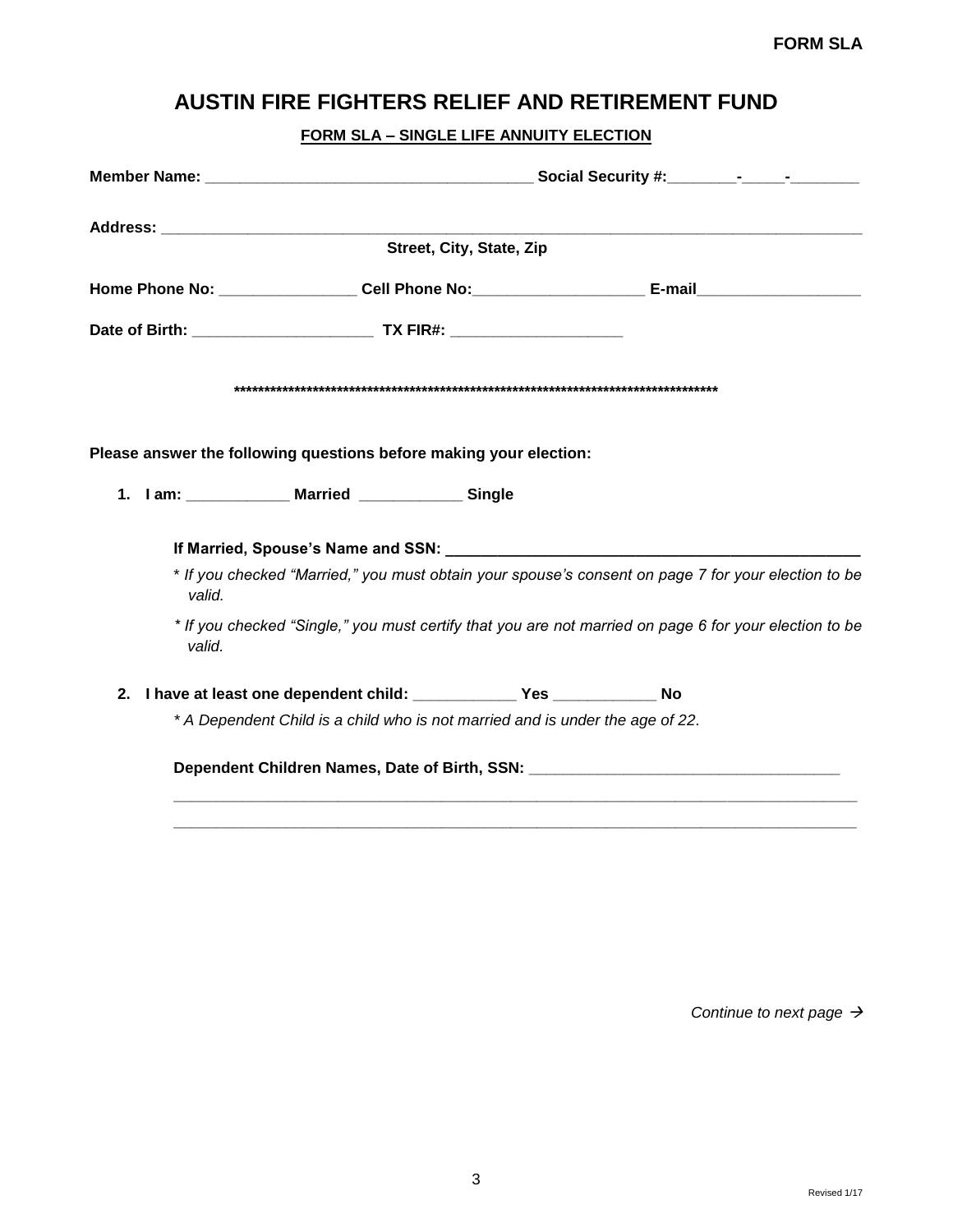**FORM SLA**

# AUSTIN FIRE FIGHTERS RELIEF AND RETIREMENT FUND

## FORM SLA – SINGLE LIFE ANNUITY ELECTION

**Member Name:** ______________________________________ **Social Security #:**________-_____-________

**Address:** ________________________________________________________________________________
**Street, City, State, Zip**

**Home Phone No:** ________________ **Cell Phone No:**____________________ **E-mail**___________________

**Date of Birth:** _____________________ **TX FIR#:** ____________________

**********************************************************************************

**Please answer the following questions before making your election:**

1. **I am:** ____________ **Married** ____________ **Single**

   **If Married, Spouse's Name and SSN:** ________________________________________________

   *\* If you checked "Married," you must obtain your spouse's consent on page 7 for your election to be valid.*

   *\* If you checked "Single," you must certify that you are not married on page 6 for your election to be valid.*

2. **I have at least one dependent child:** ____________ **Yes** ____________ **No**

   *\* A Dependent Child is a child who is not married and is under the age of 22.*

   **Dependent Children Names, Date of Birth, SSN:** ____________________________________

   ________________________________________________________________________________

   ________________________________________________________________________________

*Continue to next page →*

Revised 1/17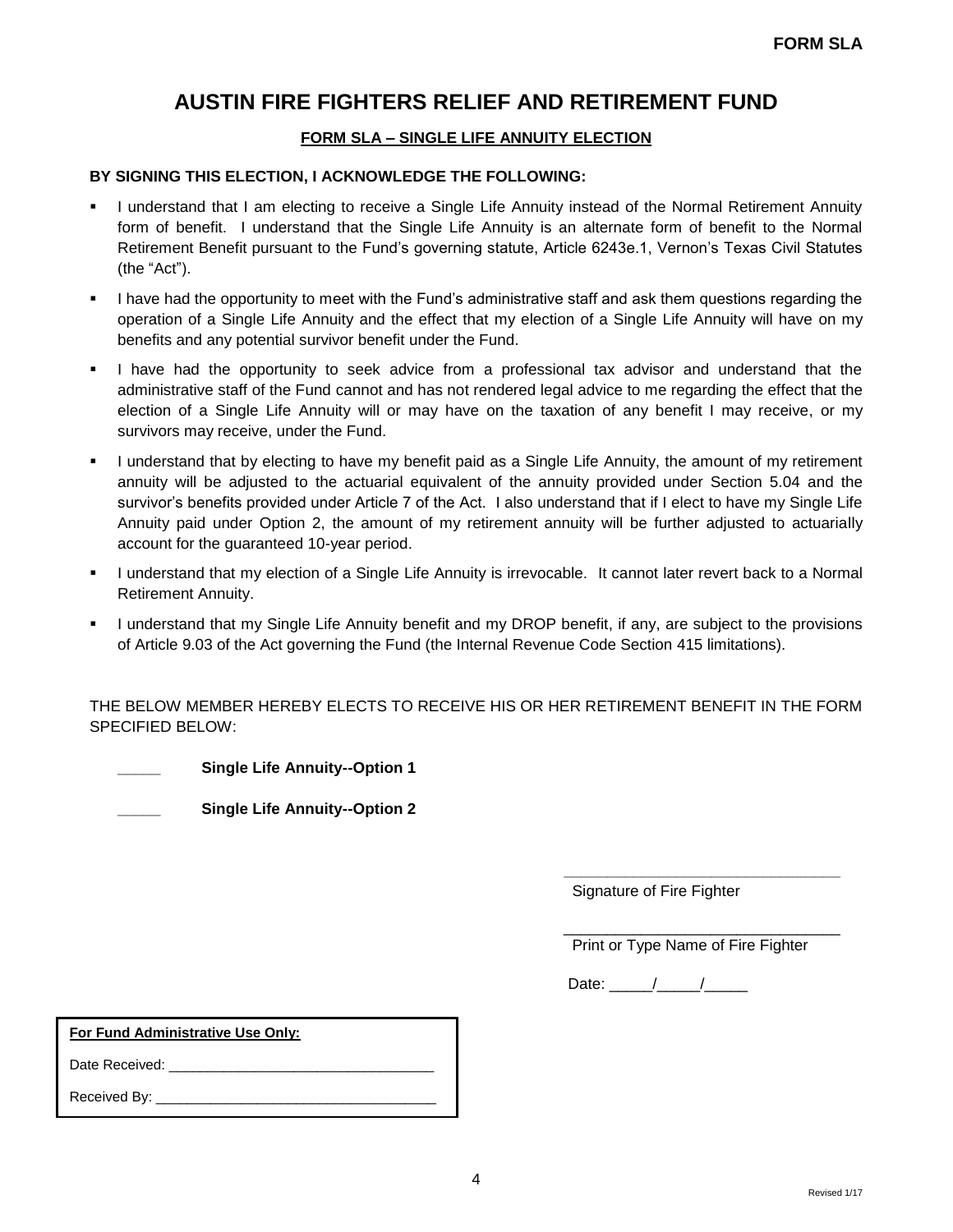**FORM SLA**

# AUSTIN FIRE FIGHTERS RELIEF AND RETIREMENT FUND

## FORM SLA – SINGLE LIFE ANNUITY ELECTION

**BY SIGNING THIS ELECTION, I ACKNOWLEDGE THE FOLLOWING:**

- I understand that I am electing to receive a Single Life Annuity instead of the Normal Retirement Annuity form of benefit. I understand that the Single Life Annuity is an alternate form of benefit to the Normal Retirement Benefit pursuant to the Fund's governing statute, Article 6243e.1, Vernon's Texas Civil Statutes (the "Act").
- I have had the opportunity to meet with the Fund's administrative staff and ask them questions regarding the operation of a Single Life Annuity and the effect that my election of a Single Life Annuity will have on my benefits and any potential survivor benefit under the Fund.
- I have had the opportunity to seek advice from a professional tax advisor and understand that the administrative staff of the Fund cannot and has not rendered legal advice to me regarding the effect that the election of a Single Life Annuity will or may have on the taxation of any benefit I may receive, or my survivors may receive, under the Fund.
- I understand that by electing to have my benefit paid as a Single Life Annuity, the amount of my retirement annuity will be adjusted to the actuarial equivalent of the annuity provided under Section 5.04 and the survivor's benefits provided under Article 7 of the Act. I also understand that if I elect to have my Single Life Annuity paid under Option 2, the amount of my retirement annuity will be further adjusted to actuarially account for the guaranteed 10-year period.
- I understand that my election of a Single Life Annuity is irrevocable. It cannot later revert back to a Normal Retirement Annuity.
- I understand that my Single Life Annuity benefit and my DROP benefit, if any, are subject to the provisions of Article 9.03 of the Act governing the Fund (the Internal Revenue Code Section 415 limitations).

THE BELOW MEMBER HEREBY ELECTS TO RECEIVE HIS OR HER RETIREMENT BENEFIT IN THE FORM SPECIFIED BELOW:

_____ **Single Life Annuity--Option 1**

_____ **Single Life Annuity--Option 2**

_________________________________
Signature of Fire Fighter

_________________________________
Print or Type Name of Fire Fighter

Date: _____/_____/_____

**For Fund Administrative Use Only:**

Date Received: _________________________________

Received By: ___________________________________

Revised 1/17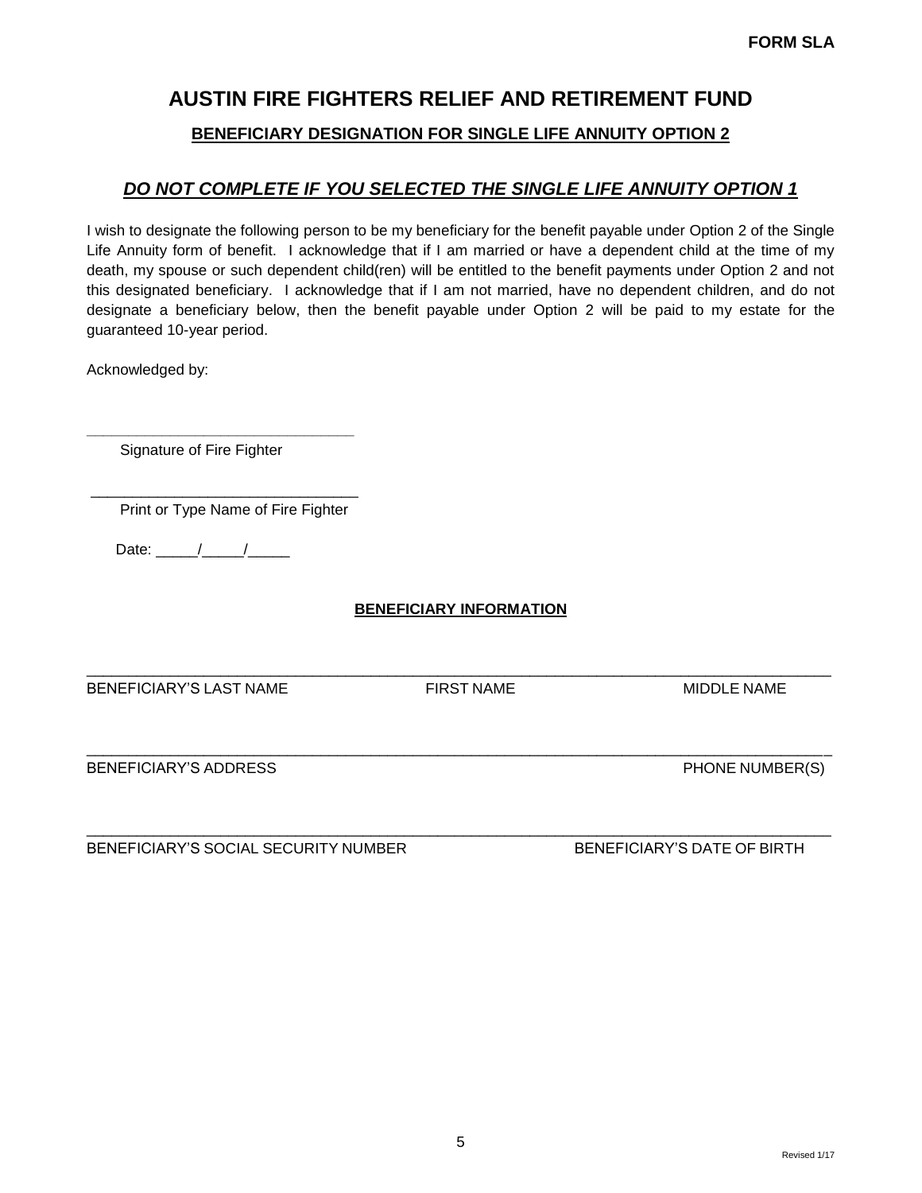**FORM SLA**

# AUSTIN FIRE FIGHTERS RELIEF AND RETIREMENT FUND

## BENEFICIARY DESIGNATION FOR SINGLE LIFE ANNUITY OPTION 2

## *DO NOT COMPLETE IF YOU SELECTED THE SINGLE LIFE ANNUITY OPTION 1*

I wish to designate the following person to be my beneficiary for the benefit payable under Option 2 of the Single Life Annuity form of benefit. I acknowledge that if I am married or have a dependent child at the time of my death, my spouse or such dependent child(ren) will be entitled to the benefit payments under Option 2 and not this designated beneficiary. I acknowledge that if I am not married, have no dependent children, and do not designate a beneficiary below, then the benefit payable under Option 2 will be paid to my estate for the guaranteed 10-year period.

Acknowledged by:

________________________________
Signature of Fire Fighter

________________________________
Print or Type Name of Fire Fighter

Date: _____/_____/_____

### BENEFICIARY INFORMATION

_____________________________________________________________________________________
BENEFICIARY'S LAST NAME FIRST NAME MIDDLE NAME

_____________________________________________________________________________________
BENEFICIARY'S ADDRESS PHONE NUMBER(S)

_____________________________________________________________________________________
BENEFICIARY'S SOCIAL SECURITY NUMBER BENEFICIARY'S DATE OF BIRTH

Revised 1/17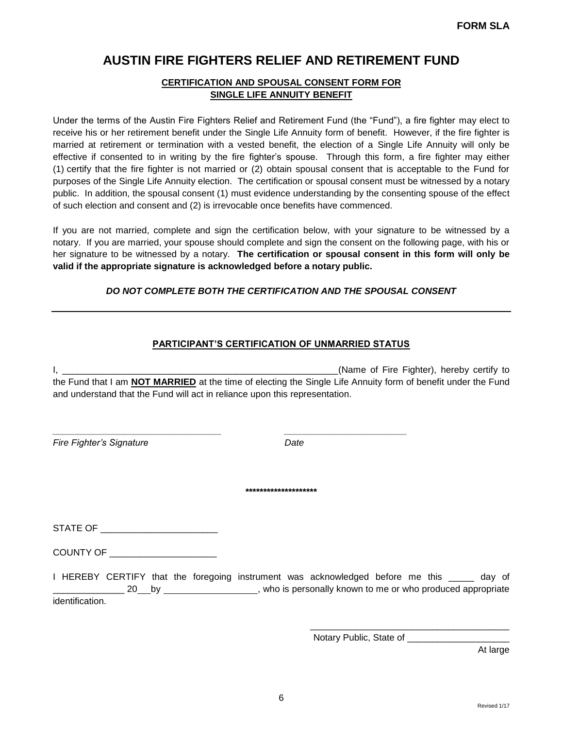**FORM SLA**

# AUSTIN FIRE FIGHTERS RELIEF AND RETIREMENT FUND

## CERTIFICATION AND SPOUSAL CONSENT FORM FOR SINGLE LIFE ANNUITY BENEFIT

Under the terms of the Austin Fire Fighters Relief and Retirement Fund (the "Fund"), a fire fighter may elect to receive his or her retirement benefit under the Single Life Annuity form of benefit. However, if the fire fighter is married at retirement or termination with a vested benefit, the election of a Single Life Annuity will only be effective if consented to in writing by the fire fighter's spouse. Through this form, a fire fighter may either (1) certify that the fire fighter is not married or (2) obtain spousal consent that is acceptable to the Fund for purposes of the Single Life Annuity election. The certification or spousal consent must be witnessed by a notary public. In addition, the spousal consent (1) must evidence understanding by the consenting spouse of the effect of such election and consent and (2) is irrevocable once benefits have commenced.

If you are not married, complete and sign the certification below, with your signature to be witnessed by a notary. If you are married, your spouse should complete and sign the consent on the following page, with his or her signature to be witnessed by a notary. **The certification or spousal consent in this form will only be valid if the appropriate signature is acknowledged before a notary public.**

***DO NOT COMPLETE BOTH THE CERTIFICATION AND THE SPOUSAL CONSENT***

---

### PARTICIPANT'S CERTIFICATION OF UNMARRIED STATUS

I, ________________________________________________________(Name of Fire Fighter), hereby certify to the Fund that I am **NOT MARRIED** at the time of electing the Single Life Annuity form of benefit under the Fund and understand that the Fund will act in reliance upon this representation.

_________________________________ ________________________

*Fire Fighter's Signature* *Date*

********************

STATE OF ______________________

COUNTY OF ____________________

I HEREBY CERTIFY that the foregoing instrument was acknowledged before me this _____ day of ______________ 20___by __________________, who is personally known to me or who produced appropriate identification.

________________________________________

Notary Public, State of ____________________

At large

Revised 1/17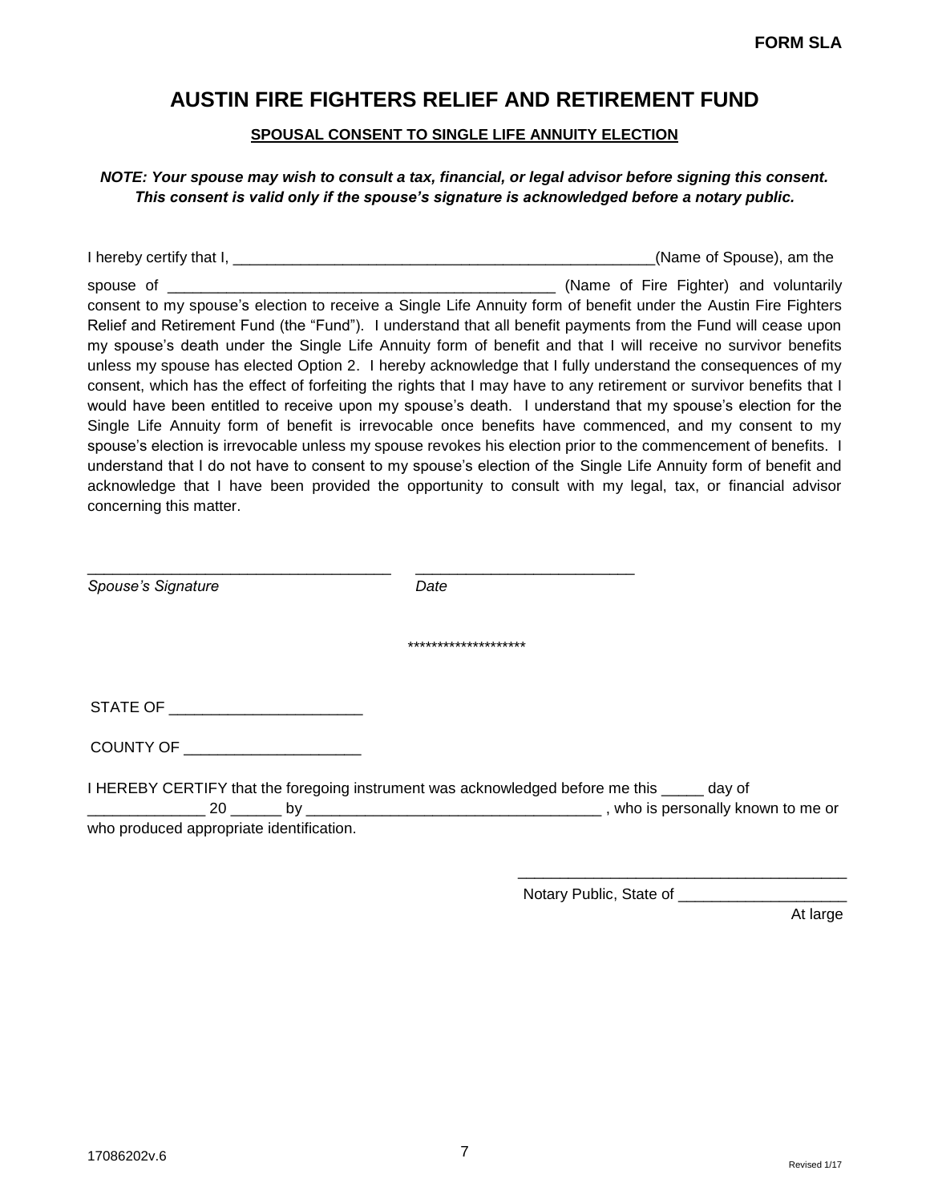**FORM SLA**

# AUSTIN FIRE FIGHTERS RELIEF AND RETIREMENT FUND

## SPOUSAL CONSENT TO SINGLE LIFE ANNUITY ELECTION

***NOTE: Your spouse may wish to consult a tax, financial, or legal advisor before signing this consent. This consent is valid only if the spouse's signature is acknowledged before a notary public.***

I hereby certify that I, ___________________________________________________(Name of Spouse), am the spouse of _______________________________________________ (Name of Fire Fighter) and voluntarily consent to my spouse's election to receive a Single Life Annuity form of benefit under the Austin Fire Fighters Relief and Retirement Fund (the "Fund"). I understand that all benefit payments from the Fund will cease upon my spouse's death under the Single Life Annuity form of benefit and that I will receive no survivor benefits unless my spouse has elected Option 2. I hereby acknowledge that I fully understand the consequences of my consent, which has the effect of forfeiting the rights that I may have to any retirement or survivor benefits that I would have been entitled to receive upon my spouse's death. I understand that my spouse's election for the Single Life Annuity form of benefit is irrevocable once benefits have commenced, and my consent to my spouse's election is irrevocable unless my spouse revokes his election prior to the commencement of benefits. I understand that I do not have to consent to my spouse's election of the Single Life Annuity form of benefit and acknowledge that I have been provided the opportunity to consult with my legal, tax, or financial advisor concerning this matter.

____________________________________ __________________________

*Spouse's Signature* *Date*

********************

STATE OF ______________________

COUNTY OF _____________________

I HEREBY CERTIFY that the foregoing instrument was acknowledged before me this _____ day of ______________ 20 ______ by ___________________________________ , who is personally known to me or who produced appropriate identification.

________________________________________

Notary Public, State of ____________________

At large

17086202v.6

Revised 1/17